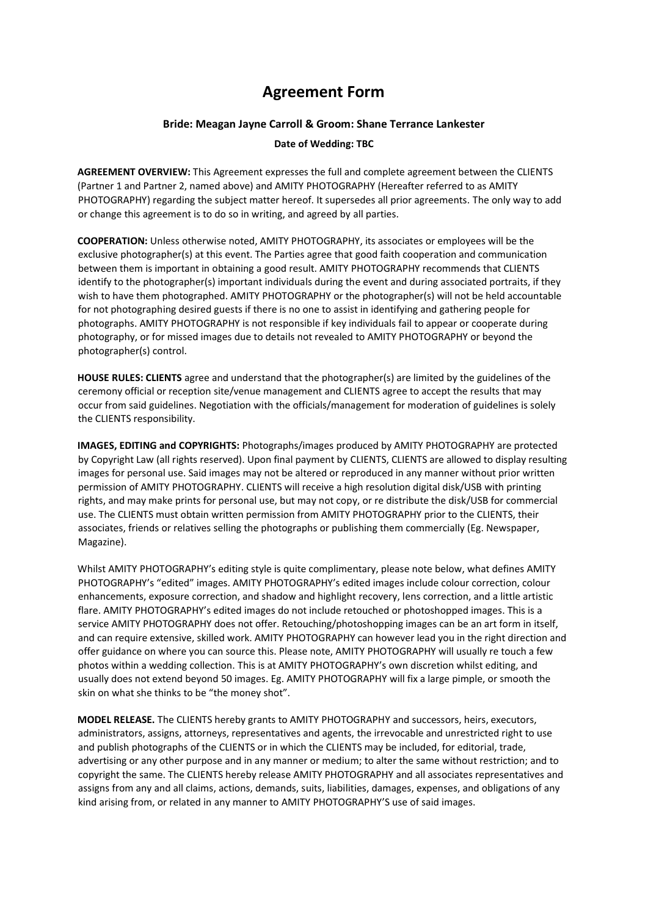# Agreement Form

**Bride: Meagan Jayne Carroll & Groom: Shane Terrance Lankester**

**Date of Wedding: TBC**

**AGREEMENT OVERVIEW:** This Agreement expresses the full and complete agreement between the CLIENTS (Partner 1 and Partner 2, named above) and AMITY PHOTOGRAPHY (Hereafter referred to as AMITY PHOTOGRAPHY) regarding the subject matter hereof. It supersedes all prior agreements. The only way to add or change this agreement is to do so in writing, and agreed by all parties.

**COOPERATION:** Unless otherwise noted, AMITY PHOTOGRAPHY, its associates or employees will be the exclusive photographer(s) at this event. The Parties agree that good faith cooperation and communication between them is important in obtaining a good result. AMITY PHOTOGRAPHY recommends that CLIENTS identify to the photographer(s) important individuals during the event and during associated portraits, if they wish to have them photographed. AMITY PHOTOGRAPHY or the photographer(s) will not be held accountable for not photographing desired guests if there is no one to assist in identifying and gathering people for photographs. AMITY PHOTOGRAPHY is not responsible if key individuals fail to appear or cooperate during photography, or for missed images due to details not revealed to AMITY PHOTOGRAPHY or beyond the photographer(s) control.

**HOUSE RULES: CLIENTS** agree and understand that the photographer(s) are limited by the guidelines of the ceremony official or reception site/venue management and CLIENTS agree to accept the results that may occur from said guidelines. Negotiation with the officials/management for moderation of guidelines is solely the CLIENTS responsibility.

**IMAGES, EDITING and COPYRIGHTS:** Photographs/images produced by AMITY PHOTOGRAPHY are protected by Copyright Law (all rights reserved). Upon final payment by CLIENTS, CLIENTS are allowed to display resulting images for personal use. Said images may not be altered or reproduced in any manner without prior written permission of AMITY PHOTOGRAPHY. CLIENTS will receive a high resolution digital disk/USB with printing rights, and may make prints for personal use, but may not copy, or re distribute the disk/USB for commercial use. The CLIENTS must obtain written permission from AMITY PHOTOGRAPHY prior to the CLIENTS, their associates, friends or relatives selling the photographs or publishing them commercially (Eg. Newspaper, Magazine).

Whilst AMITY PHOTOGRAPHY's editing style is quite complimentary, please note below, what defines AMITY PHOTOGRAPHY's "edited" images. AMITY PHOTOGRAPHY's edited images include colour correction, colour enhancements, exposure correction, and shadow and highlight recovery, lens correction, and a little artistic flare. AMITY PHOTOGRAPHY's edited images do not include retouched or photoshopped images. This is a service AMITY PHOTOGRAPHY does not offer. Retouching/photoshopping images can be an art form in itself, and can require extensive, skilled work. AMITY PHOTOGRAPHY can however lead you in the right direction and offer guidance on where you can source this. Please note, AMITY PHOTOGRAPHY will usually re touch a few photos within a wedding collection. This is at AMITY PHOTOGRAPHY's own discretion whilst editing, and usually does not extend beyond 50 images. Eg. AMITY PHOTOGRAPHY will fix a large pimple, or smooth the skin on what she thinks to be "the money shot".

**MODEL RELEASE.** The CLIENTS hereby grants to AMITY PHOTOGRAPHY and successors, heirs, executors, administrators, assigns, attorneys, representatives and agents, the irrevocable and unrestricted right to use and publish photographs of the CLIENTS or in which the CLIENTS may be included, for editorial, trade, advertising or any other purpose and in any manner or medium; to alter the same without restriction; and to copyright the same. The CLIENTS hereby release AMITY PHOTOGRAPHY and all associates representatives and assigns from any and all claims, actions, demands, suits, liabilities, damages, expenses, and obligations of any kind arising from, or related in any manner to AMITY PHOTOGRAPHY'S use of said images.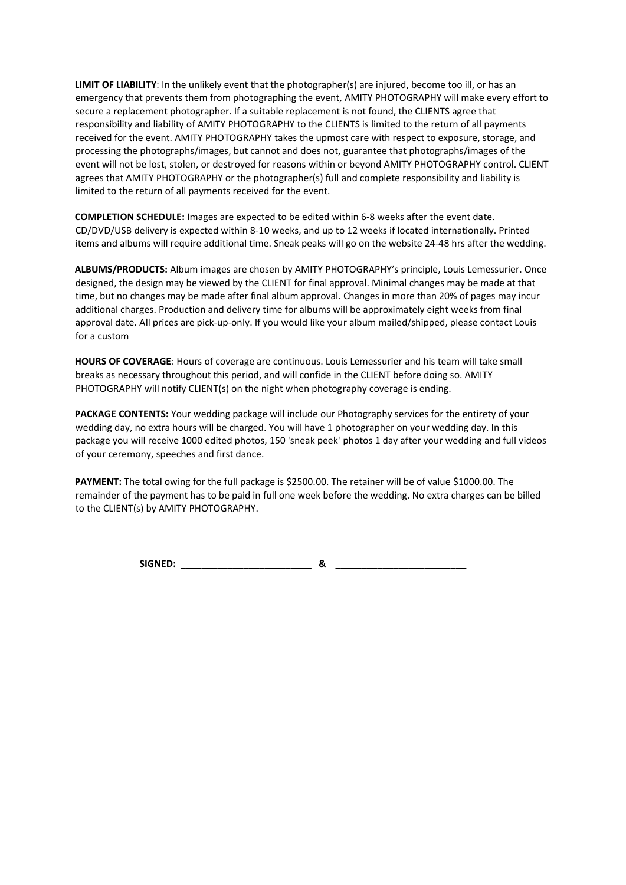**LIMIT OF LIABILITY**: In the unlikely event that the photographer(s) are injured, become too ill, or has an emergency that prevents them from photographing the event, AMITY PHOTOGRAPHY will make every effort to secure a replacement photographer. If a suitable replacement is not found, the CLIENTS agree that responsibility and liability of AMITY PHOTOGRAPHY to the CLIENTS is limited to the return of all payments received for the event. AMITY PHOTOGRAPHY takes the upmost care with respect to exposure, storage, and processing the photographs/images, but cannot and does not, guarantee that photographs/images of the event will not be lost, stolen, or destroyed for reasons within or beyond AMITY PHOTOGRAPHY control. CLIENT agrees that AMITY PHOTOGRAPHY or the photographer(s) full and complete responsibility and liability is limited to the return of all payments received for the event.

**COMPLETION SCHEDULE:** Images are expected to be edited within 6-8 weeks after the event date. CD/DVD/USB delivery is expected within 8-10 weeks, and up to 12 weeks if located internationally. Printed items and albums will require additional time. Sneak peaks will go on the website 24-48 hrs after the wedding.

**ALBUMS/PRODUCTS:** Album images are chosen by AMITY PHOTOGRAPHY's principle, Louis Lemessurier. Once designed, the design may be viewed by the CLIENT for final approval. Minimal changes may be made at that time, but no changes may be made after final album approval. Changes in more than 20% of pages may incur additional charges. Production and delivery time for albums will be approximately eight weeks from final approval date. All prices are pick-up-only. If you would like your album mailed/shipped, please contact Louis for a custom

**HOURS OF COVERAGE**: Hours of coverage are continuous. Louis Lemessurier and his team will take small breaks as necessary throughout this period, and will confide in the CLIENT before doing so. AMITY PHOTOGRAPHY will notify CLIENT(s) on the night when photography coverage is ending.

**PACKAGE CONTENTS:** Your wedding package will include our Photography services for the entirety of your wedding day, no extra hours will be charged. You will have 1 photographer on your wedding day. In this package you will receive 1000 edited photos, 150 'sneak peek' photos 1 day after your wedding and full videos of your ceremony, speeches and first dance.

**PAYMENT:** The total owing for the full package is $2500.00. The retainer will be of value $1000.00. The remainder of the payment has to be paid in full one week before the wedding. No extra charges can be billed to the CLIENT(s) by AMITY PHOTOGRAPHY.

**SIGNED:** ________________________ & ________________________